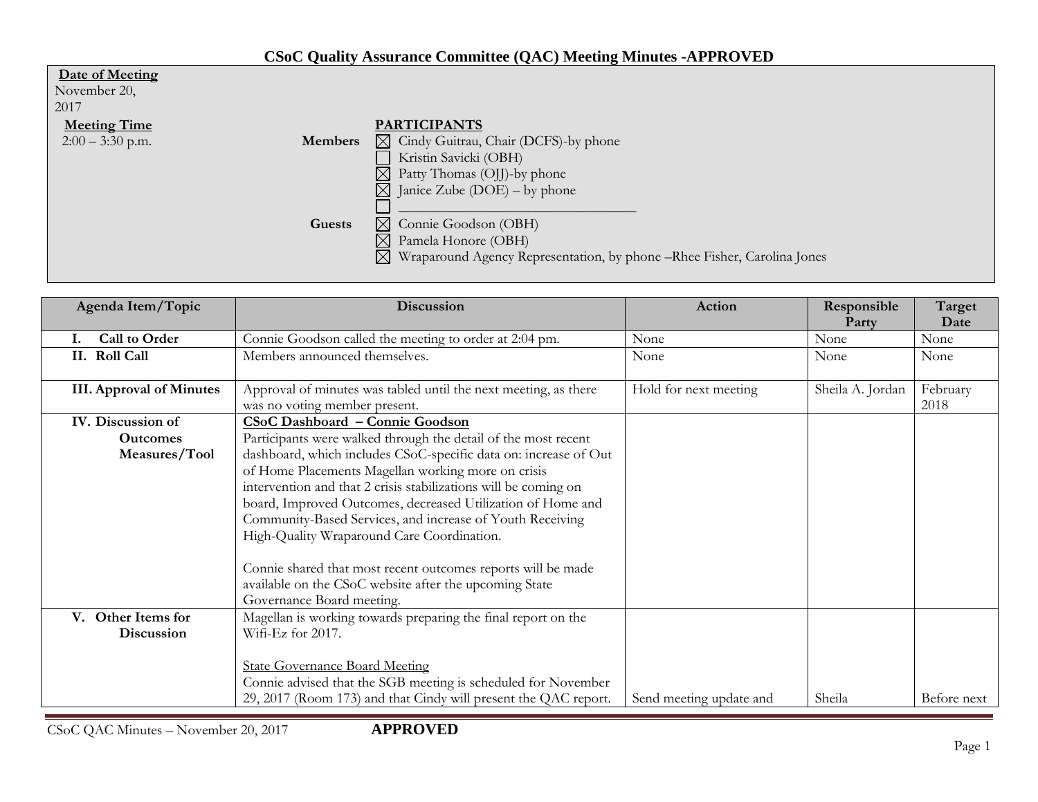# CSoC Quality Assurance Committee (QAC) Meeting Minutes -APPROVED

**Date of Meeting**
November 20, 2017

**Meeting Time**
2:00 – 3:30 p.m.

**PARTICIPANTS**

**Members**
- ☒ Cindy Guitrau, Chair (DCFS)-by phone
- ☐ Kristin Savicki (OBH)
- ☒ Patty Thomas (OJJ)-by phone
- ☒ Janice Zube (DOE) – by phone
- ☐ ______________________________

**Guests**
- ☒ Connie Goodson (OBH)
- ☒ Pamela Honore (OBH)
- ☒ Wraparound Agency Representation, by phone –Rhee Fisher, Carolina Jones

| Agenda Item/Topic | Discussion | Action | Responsible Party | Target Date |
|---|---|---|---|---|
| **I. Call to Order** | Connie Goodson called the meeting to order at 2:04 pm. | None | None | None |
| **II. Roll Call** | Members announced themselves. | None | None | None |
| **III. Approval of Minutes** | Approval of minutes was tabled until the next meeting, as there was no voting member present. | Hold for next meeting | Sheila A. Jordan | February 2018 |
| **IV. Discussion of Outcomes Measures/Tool** | **CSoC Dashboard – Connie Goodson**<br>Participants were walked through the detail of the most recent dashboard, which includes CSoC-specific data on: increase of Out of Home Placements Magellan working more on crisis intervention and that 2 crisis stabilizations will be coming on board, Improved Outcomes, decreased Utilization of Home and Community-Based Services, and increase of Youth Receiving High-Quality Wraparound Care Coordination.<br><br>Connie shared that most recent outcomes reports will be made available on the CSoC website after the upcoming State Governance Board meeting. | | | |
| **V. Other Items for Discussion** | Magellan is working towards preparing the final report on the Wifi-Ez for 2017.<br><br>State Governance Board Meeting<br>Connie advised that the SGB meeting is scheduled for November 29, 2017 (Room 173) and that Cindy will present the QAC report. | Send meeting update and | Sheila | Before next |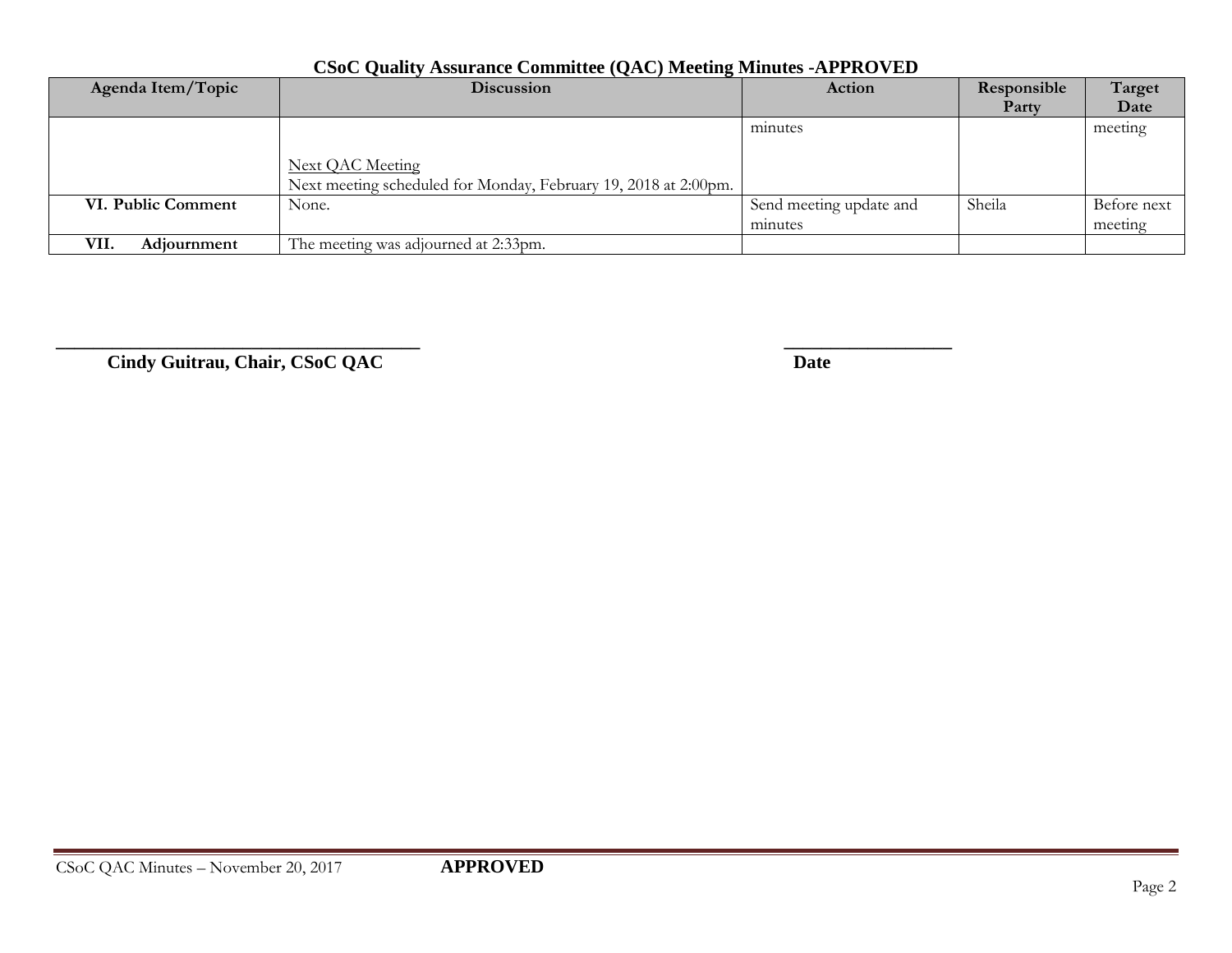**CSoC Quality Assurance Committee (QAC) Meeting Minutes -APPROVED**

| Agenda Item/Topic | Discussion | Action | Responsible Party | Target Date |
|---|---|---|---|---|
| | Next QAC Meeting<br>Next meeting scheduled for Monday, February 19, 2018 at 2:00pm. | minutes | | meeting |
| **VI. Public Comment** | None. | Send meeting update and minutes | Sheila | Before next meeting |
| **VII. Adjournment** | The meeting was adjourned at 2:33pm. | | | |

\_\_\_\_\_\_\_\_\_\_\_\_\_\_\_\_\_\_\_\_\_\_\_\_\_\_\_\_\_\_\_\_\_\_\_\_\_\_
**Cindy Guitrau, Chair, CSoC QAC**

\_\_\_\_\_\_\_\_\_\_\_\_\_\_\_\_\_\_
**Date**

CSoC QAC Minutes – November 20, 2017 **APPROVED**